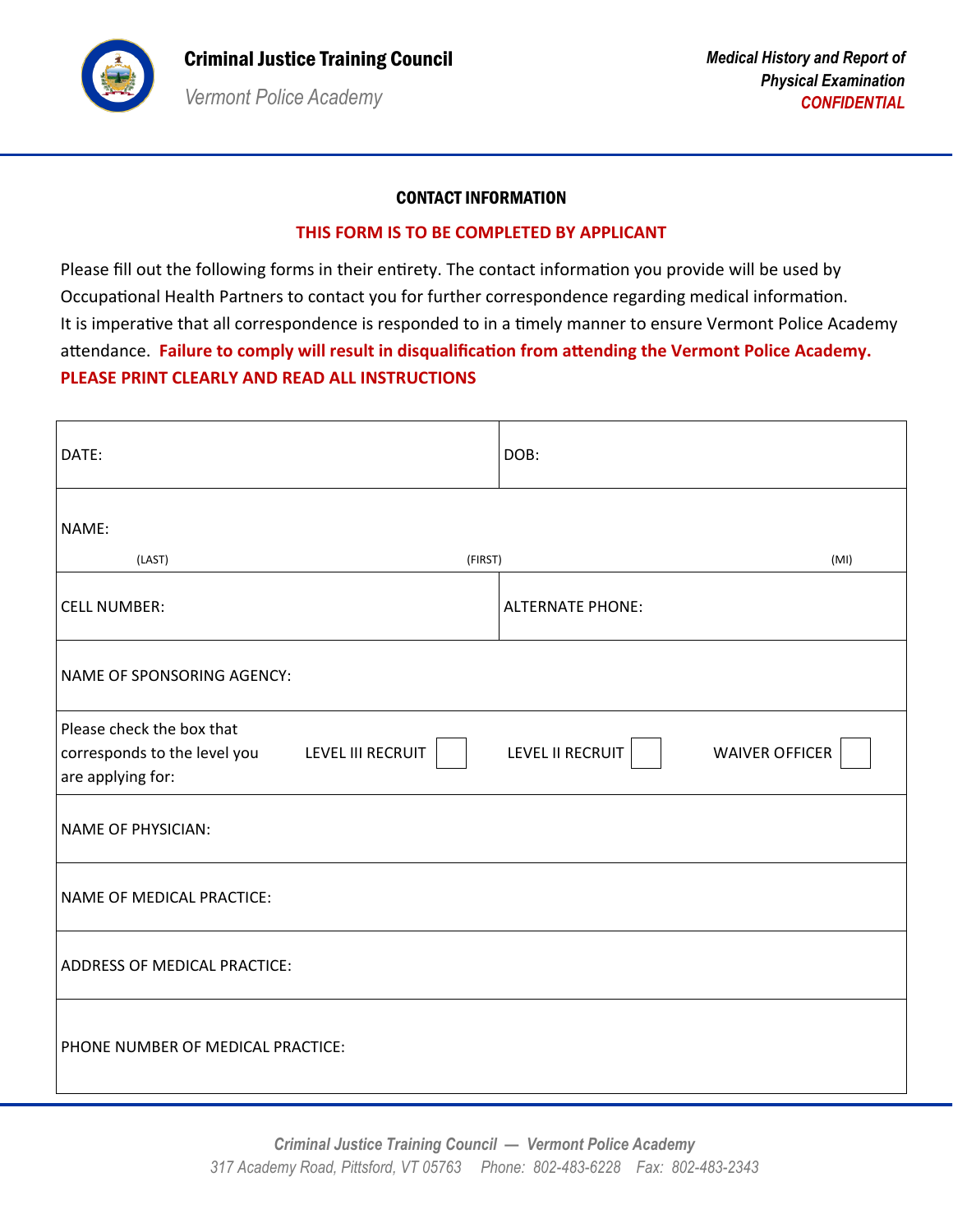**Criminal Justice Training Council**

*Vermont Police Academy*

***Medical History and Report of Physical Examination***
***CONFIDENTIAL***

## CONTACT INFORMATION

**THIS FORM IS TO BE COMPLETED BY APPLICANT**

Please fill out the following forms in their entirety. The contact information you provide will be used by Occupational Health Partners to contact you for further correspondence regarding medical information. It is imperative that all correspondence is responded to in a timely manner to ensure Vermont Police Academy attendance. **Failure to comply will result in disqualification from attending the Vermont Police Academy.**
**PLEASE PRINT CLEARLY AND READ ALL INSTRUCTIONS**

| | | | |
|---|---|---|---|
| DATE: | | DOB: | |
| NAME: (LAST) | (FIRST) | | (MI) |
| CELL NUMBER: | | ALTERNATE PHONE: | |
| NAME OF SPONSORING AGENCY: | | | |
| Please check the box that corresponds to the level you are applying for: | LEVEL III RECRUIT ☐ | LEVEL II RECRUIT ☐ | WAIVER OFFICER ☐ |
| NAME OF PHYSICIAN: | | | |
| NAME OF MEDICAL PRACTICE: | | | |
| ADDRESS OF MEDICAL PRACTICE: | | | |
| PHONE NUMBER OF MEDICAL PRACTICE: | | | |

*Criminal Justice Training Council — Vermont Police Academy*
*317 Academy Road, Pittsford, VT 05763 Phone: 802-483-6228 Fax: 802-483-2343*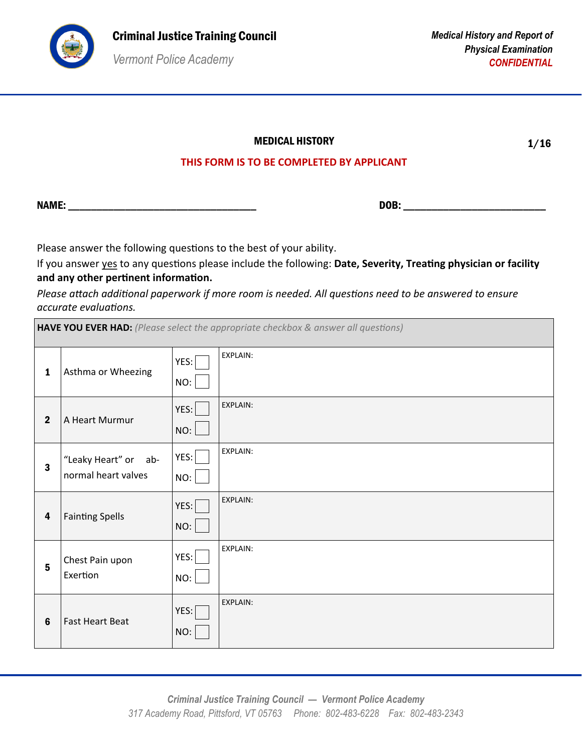Criminal Justice Training Council

*Vermont Police Academy*

***Medical History and Report of Physical Examination***
***CONFIDENTIAL***

## MEDICAL HISTORY

**THIS FORM IS TO BE COMPLETED BY APPLICANT**

**NAME:** ______________________________ **DOB:** ______________________

Please answer the following questions to the best of your ability.

If you answer yes to any questions please include the following: **Date, Severity, Treating physician or facility and any other pertinent information.**

*Please attach additional paperwork if more room is needed. All questions need to be answered to ensure accurate evaluations.*

| **HAVE YOU EVER HAD:** *(Please select the appropriate checkbox & answer all questions)* | | | |
|---|---|---|---|
| **1** | Asthma or Wheezing | YES: ☐ NO: ☐ | EXPLAIN: |
| **2** | A Heart Murmur | YES: ☐ NO: ☐ | EXPLAIN: |
| **3** | "Leaky Heart" or abnormal heart valves | YES: ☐ NO: ☐ | EXPLAIN: |
| **4** | Fainting Spells | YES: ☐ NO: ☐ | EXPLAIN: |
| **5** | Chest Pain upon Exertion | YES: ☐ NO: ☐ | EXPLAIN: |
| **6** | Fast Heart Beat | YES: ☐ NO: ☐ | EXPLAIN: |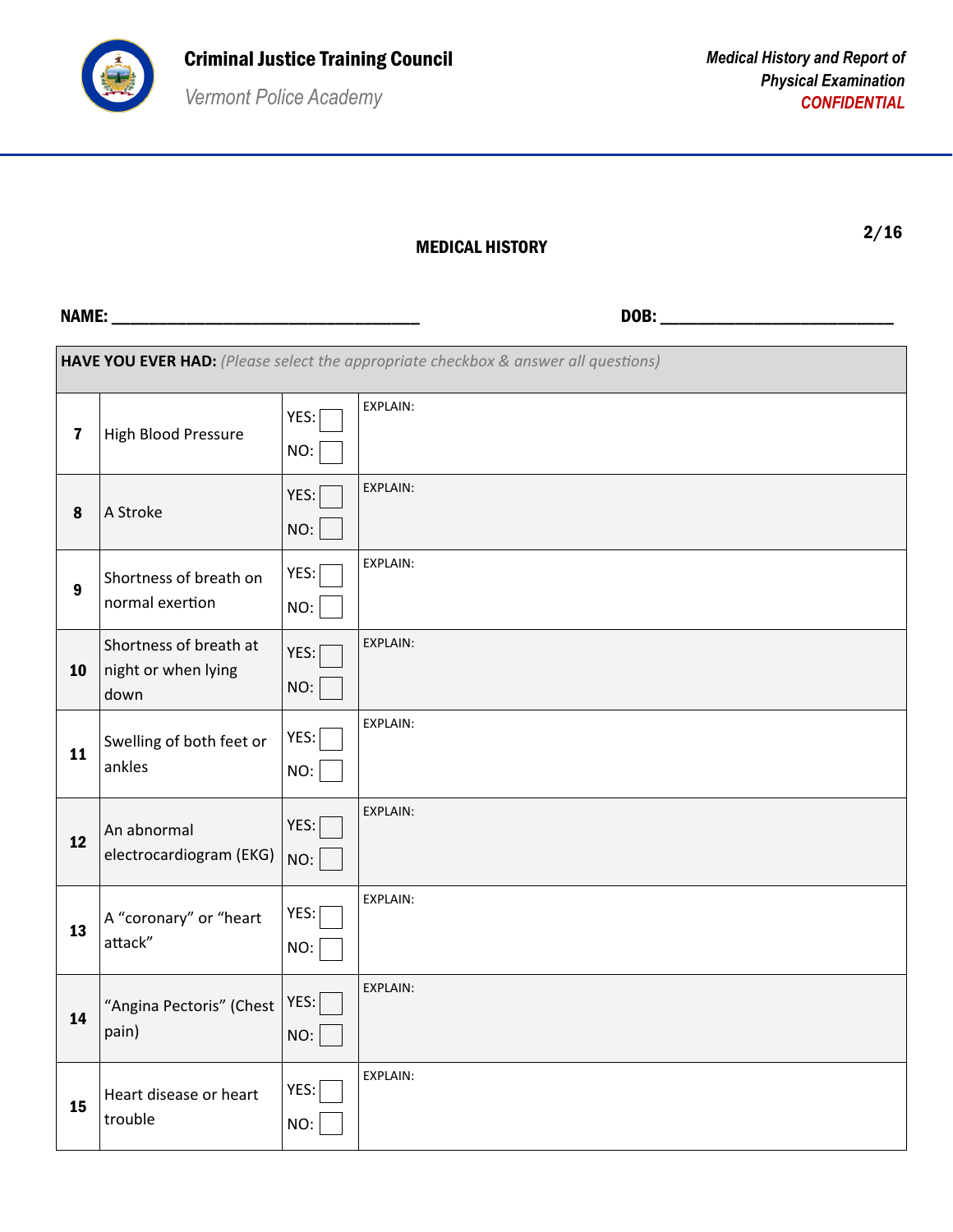**Criminal Justice Training Council**

*Vermont Police Academy*

*Medical History and Report of Physical Examination*
*CONFIDENTIAL*

## MEDICAL HISTORY

**NAME:** ___________________________________ **DOB:** ___________________________

| **HAVE YOU EVER HAD:** *(Please select the appropriate checkbox & answer all questions)* | | | |
|---|---|---|---|
| **7** | High Blood Pressure | YES: ☐ NO: ☐ | EXPLAIN: |
| **8** | A Stroke | YES: ☐ NO: ☐ | EXPLAIN: |
| **9** | Shortness of breath on normal exertion | YES: ☐ NO: ☐ | EXPLAIN: |
| **10** | Shortness of breath at night or when lying down | YES: ☐ NO: ☐ | EXPLAIN: |
| **11** | Swelling of both feet or ankles | YES: ☐ NO: ☐ | EXPLAIN: |
| **12** | An abnormal electrocardiogram (EKG) | YES: ☐ NO: ☐ | EXPLAIN: |
| **13** | A "coronary" or "heart attack" | YES: ☐ NO: ☐ | EXPLAIN: |
| **14** | "Angina Pectoris" (Chest pain) | YES: ☐ NO: ☐ | EXPLAIN: |
| **15** | Heart disease or heart trouble | YES: ☐ NO: ☐ | EXPLAIN: |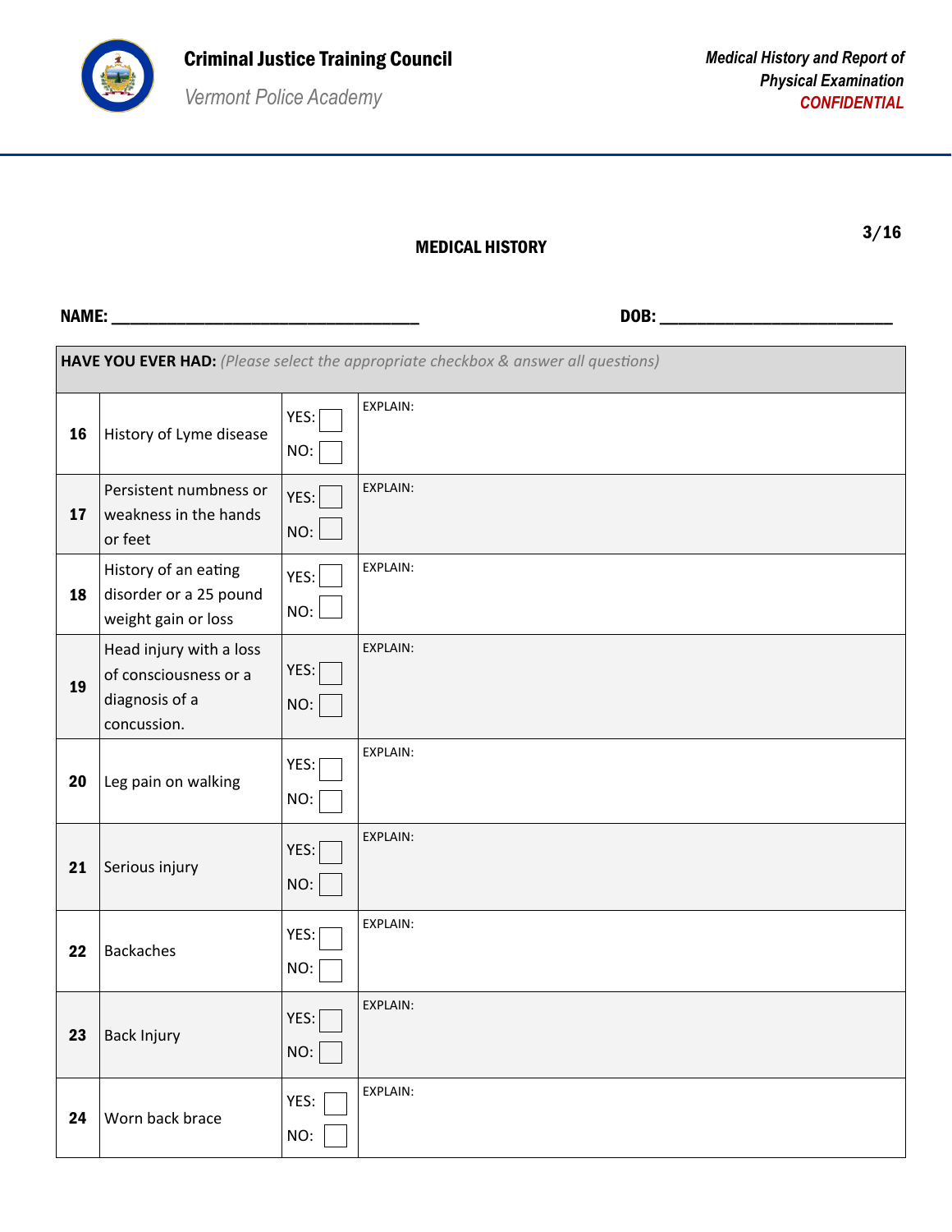**Criminal Justice Training Council**

*Vermont Police Academy*

*Medical History and Report of Physical Examination*
*CONFIDENTIAL*

## MEDICAL HISTORY

**NAME:** ___________________________________ **DOB:** __________________________

| **HAVE YOU EVER HAD:** *(Please select the appropriate checkbox & answer all questions)* | | | |
|---|---|---|---|
| **16** | History of Lyme disease | YES: ☐ NO: ☐ | EXPLAIN: |
| **17** | Persistent numbness or weakness in the hands or feet | YES: ☐ NO: ☐ | EXPLAIN: |
| **18** | History of an eating disorder or a 25 pound weight gain or loss | YES: ☐ NO: ☐ | EXPLAIN: |
| **19** | Head injury with a loss of consciousness or a diagnosis of a concussion. | YES: ☐ NO: ☐ | EXPLAIN: |
| **20** | Leg pain on walking | YES: ☐ NO: ☐ | EXPLAIN: |
| **21** | Serious injury | YES: ☐ NO: ☐ | EXPLAIN: |
| **22** | Backaches | YES: ☐ NO: ☐ | EXPLAIN: |
| **23** | Back Injury | YES: ☐ NO: ☐ | EXPLAIN: |
| **24** | Worn back brace | YES: ☐ NO: ☐ | EXPLAIN: |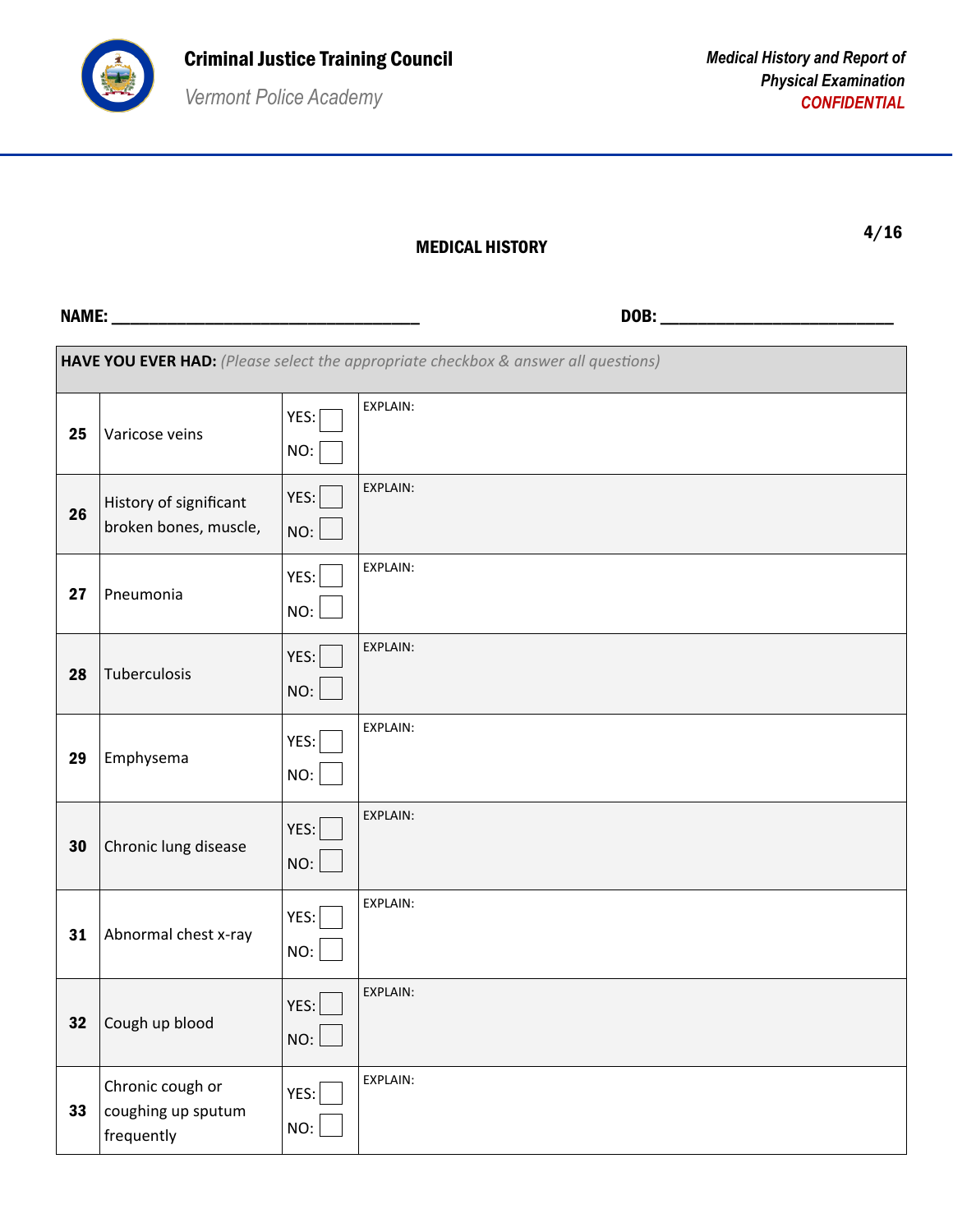**Criminal Justice Training Council**

*Vermont Police Academy*

***Medical History and Report of Physical Examination***
***CONFIDENTIAL***

**4/16**

## MEDICAL HISTORY

**NAME:** ___________________________________ **DOB:** __________________________

| **HAVE YOU EVER HAD:** *(Please select the appropriate checkbox & answer all questions)* | | | |
|---|---|---|---|
| **25** | Varicose veins | YES: ☐ NO: ☐ | EXPLAIN: |
| **26** | History of significant broken bones, muscle, | YES: ☐ NO: ☐ | EXPLAIN: |
| **27** | Pneumonia | YES: ☐ NO: ☐ | EXPLAIN: |
| **28** | Tuberculosis | YES: ☐ NO: ☐ | EXPLAIN: |
| **29** | Emphysema | YES: ☐ NO: ☐ | EXPLAIN: |
| **30** | Chronic lung disease | YES: ☐ NO: ☐ | EXPLAIN: |
| **31** | Abnormal chest x-ray | YES: ☐ NO: ☐ | EXPLAIN: |
| **32** | Cough up blood | YES: ☐ NO: ☐ | EXPLAIN: |
| **33** | Chronic cough or coughing up sputum frequently | YES: ☐ NO: ☐ | EXPLAIN: |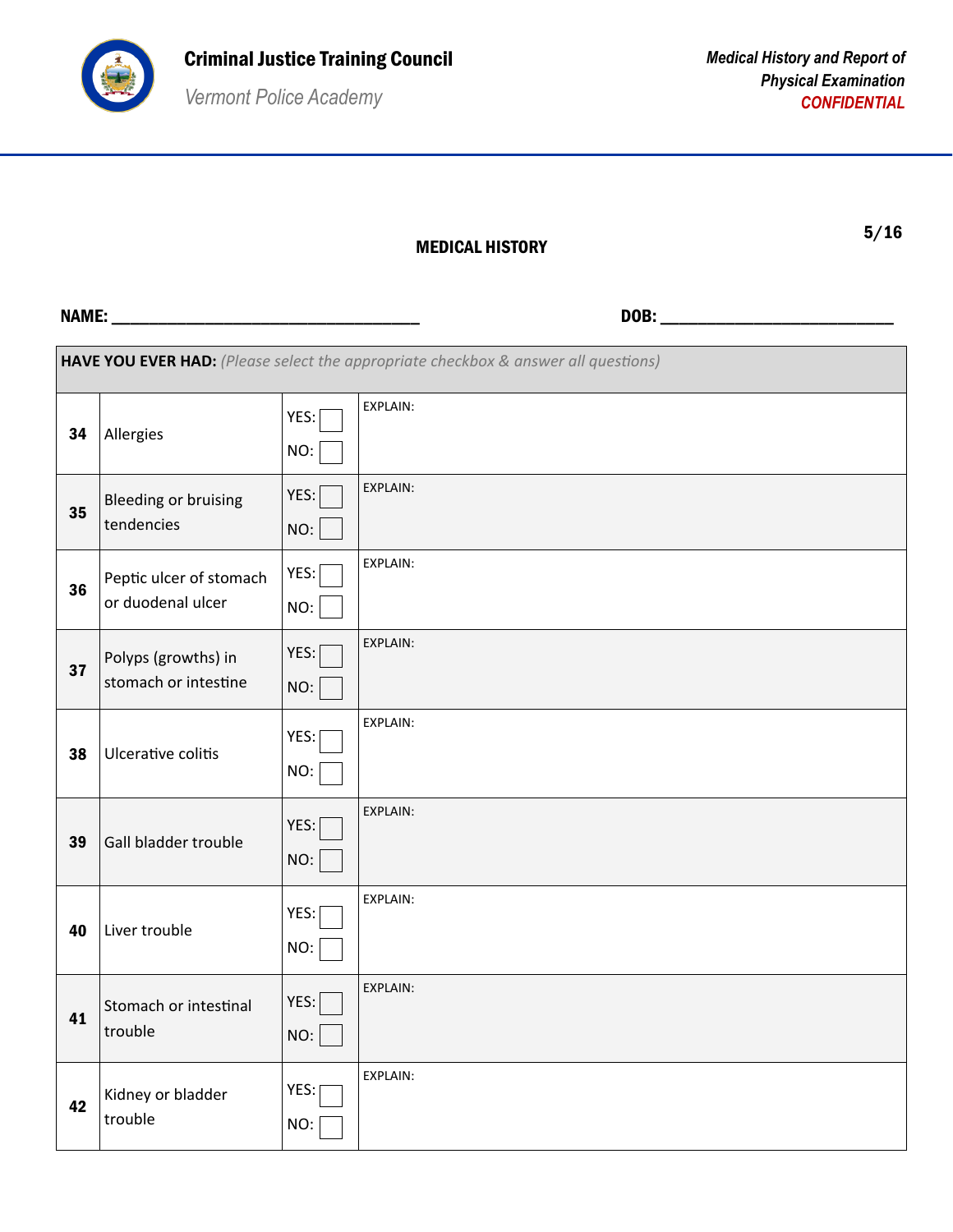**Criminal Justice Training Council**

*Vermont Police Academy*

*Medical History and Report of Physical Examination*
*CONFIDENTIAL*

## MEDICAL HISTORY

**NAME:** ___________________________________ **DOB:** ___________________________

| **HAVE YOU EVER HAD:** *(Please select the appropriate checkbox & answer all questions)* | | | |
|---|---|---|---|
| **34** | Allergies | YES: ☐ NO: ☐ | EXPLAIN: |
| **35** | Bleeding or bruising tendencies | YES: ☐ NO: ☐ | EXPLAIN: |
| **36** | Peptic ulcer of stomach or duodenal ulcer | YES: ☐ NO: ☐ | EXPLAIN: |
| **37** | Polyps (growths) in stomach or intestine | YES: ☐ NO: ☐ | EXPLAIN: |
| **38** | Ulcerative colitis | YES: ☐ NO: ☐ | EXPLAIN: |
| **39** | Gall bladder trouble | YES: ☐ NO: ☐ | EXPLAIN: |
| **40** | Liver trouble | YES: ☐ NO: ☐ | EXPLAIN: |
| **41** | Stomach or intestinal trouble | YES: ☐ NO: ☐ | EXPLAIN: |
| **42** | Kidney or bladder trouble | YES: ☐ NO: ☐ | EXPLAIN: |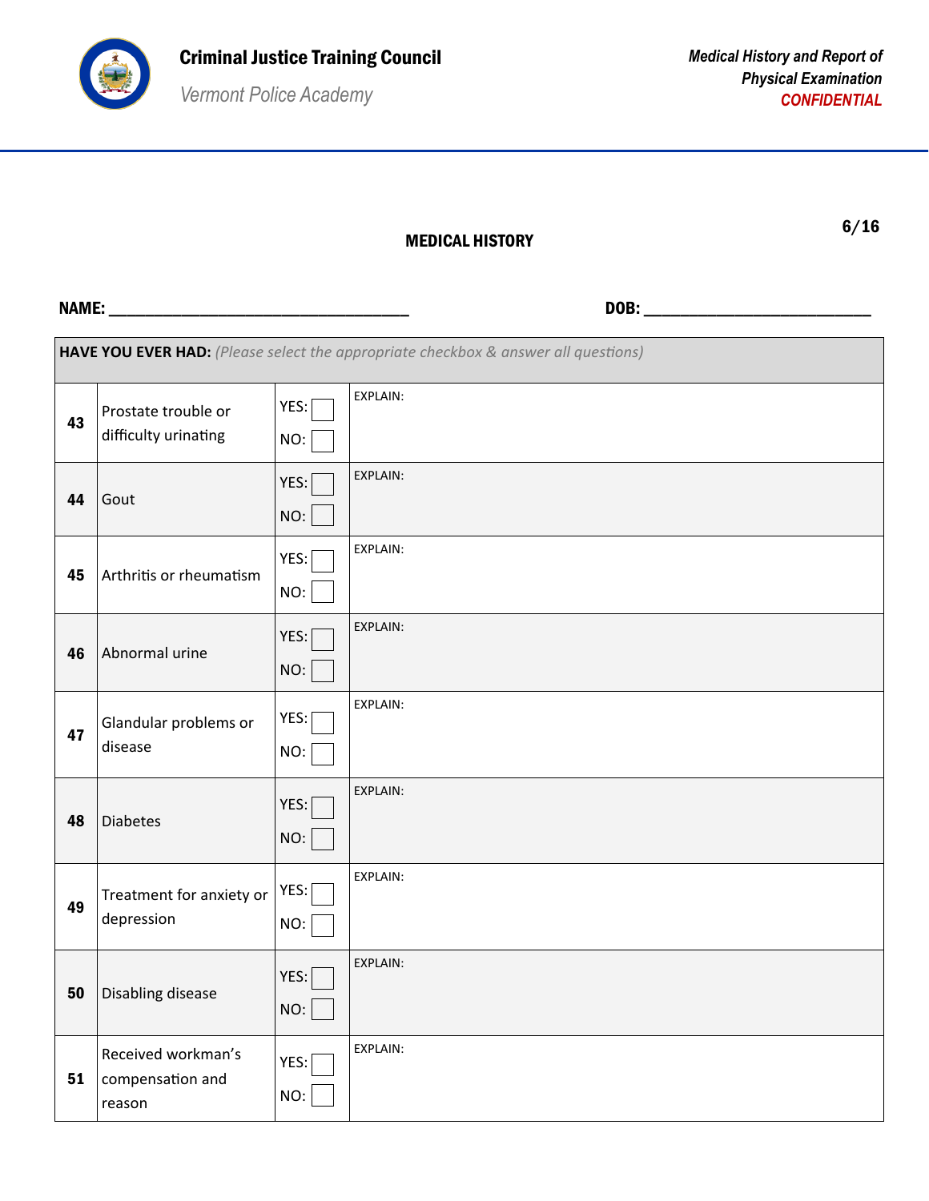**Criminal Justice Training Council**

*Vermont Police Academy*

*Medical History and Report of Physical Examination*
*CONFIDENTIAL*

6/16

## MEDICAL HISTORY

**NAME:** ______________________________ **DOB:** ______________________

| **HAVE YOU EVER HAD:** *(Please select the appropriate checkbox & answer all questions)* | | | |
|---|---|---|---|
| **43** | Prostate trouble or difficulty urinating | YES: ☐ NO: ☐ | EXPLAIN: |
| **44** | Gout | YES: ☐ NO: ☐ | EXPLAIN: |
| **45** | Arthritis or rheumatism | YES: ☐ NO: ☐ | EXPLAIN: |
| **46** | Abnormal urine | YES: ☐ NO: ☐ | EXPLAIN: |
| **47** | Glandular problems or disease | YES: ☐ NO: ☐ | EXPLAIN: |
| **48** | Diabetes | YES: ☐ NO: ☐ | EXPLAIN: |
| **49** | Treatment for anxiety or depression | YES: ☐ NO: ☐ | EXPLAIN: |
| **50** | Disabling disease | YES: ☐ NO: ☐ | EXPLAIN: |
| **51** | Received workman's compensation and reason | YES: ☐ NO: ☐ | EXPLAIN: |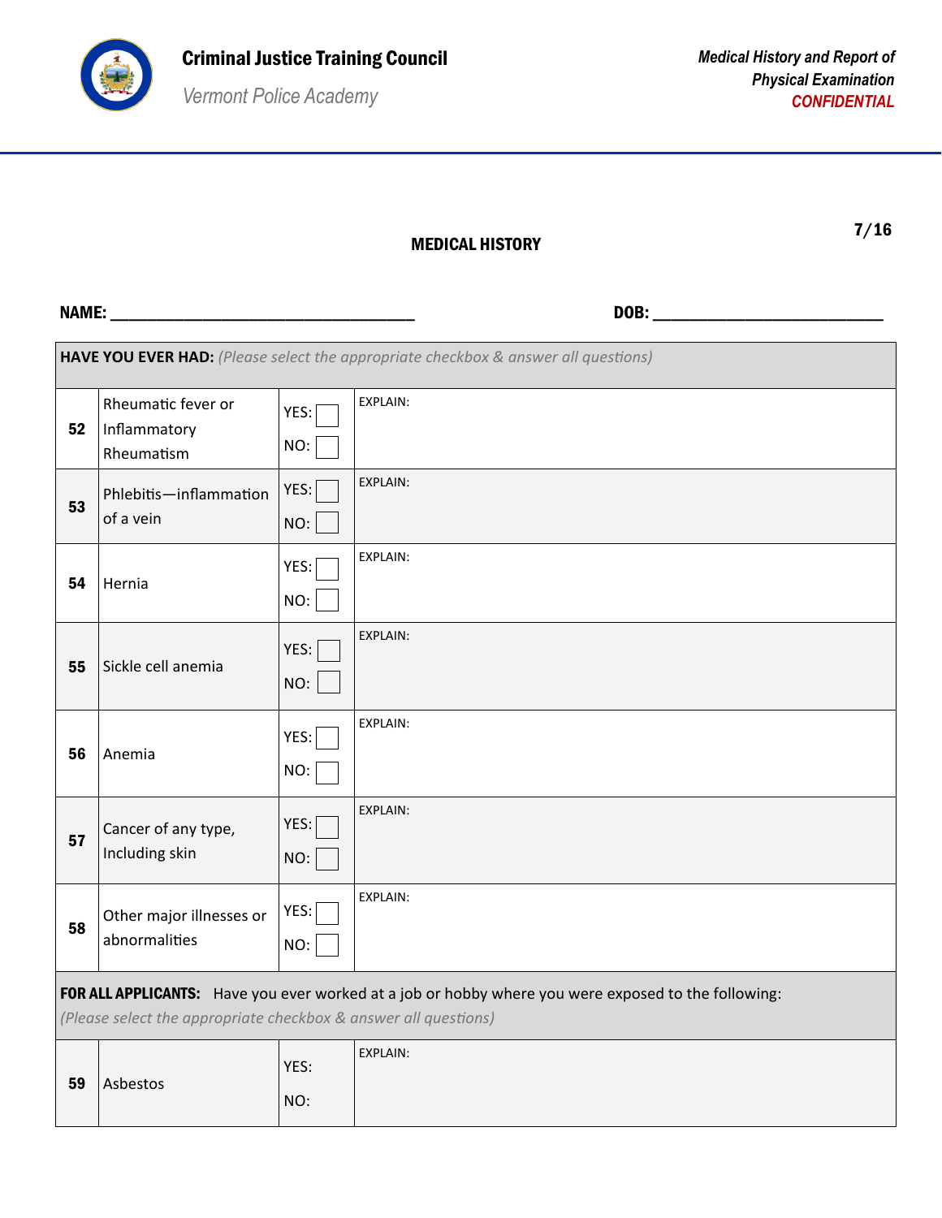**Criminal Justice Training Council**
*Vermont Police Academy*

*Medical History and Report of Physical Examination*
*CONFIDENTIAL*

7/16

## MEDICAL HISTORY

**NAME:** ___________________________________ **DOB:** ___________________________

| **HAVE YOU EVER HAD:** *(Please select the appropriate checkbox & answer all questions)* | | | |
|---|---|---|---|
| **52** | Rheumatic fever or Inflammatory Rheumatism | YES: ☐ NO: ☐ | EXPLAIN: |
| **53** | Phlebitis—inflammation of a vein | YES: ☐ NO: ☐ | EXPLAIN: |
| **54** | Hernia | YES: ☐ NO: ☐ | EXPLAIN: |
| **55** | Sickle cell anemia | YES: ☐ NO: ☐ | EXPLAIN: |
| **56** | Anemia | YES: ☐ NO: ☐ | EXPLAIN: |
| **57** | Cancer of any type, Including skin | YES: ☐ NO: ☐ | EXPLAIN: |
| **58** | Other major illnesses or abnormalities | YES: ☐ NO: ☐ | EXPLAIN: |
| **FOR ALL APPLICANTS:** Have you ever worked at a job or hobby where you were exposed to the following: *(Please select the appropriate checkbox & answer all questions)* | | | |
| **59** | Asbestos | YES: NO: | EXPLAIN: |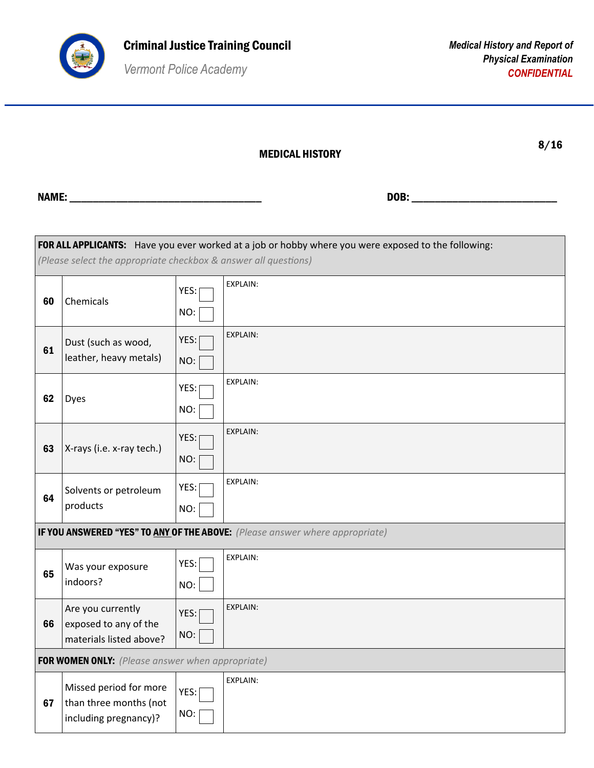**Criminal Justice Training Council**

*Vermont Police Academy*

*Medical History and Report of Physical Examination*
*CONFIDENTIAL*

8/16

## MEDICAL HISTORY

**NAME:** ___________________________________ **DOB:** __________________________

| **FOR ALL APPLICANTS:** Have you ever worked at a job or hobby where you were exposed to the following: *(Please select the appropriate checkbox & answer all questions)* | | | |
|---|---|---|---|
| **60** | Chemicals | YES: ☐ NO: ☐ | EXPLAIN: |
| **61** | Dust (such as wood, leather, heavy metals) | YES: ☐ NO: ☐ | EXPLAIN: |
| **62** | Dyes | YES: ☐ NO: ☐ | EXPLAIN: |
| **63** | X-rays (i.e. x-ray tech.) | YES: ☐ NO: ☐ | EXPLAIN: |
| **64** | Solvents or petroleum products | YES: ☐ NO: ☐ | EXPLAIN: |
| **IF YOU ANSWERED "YES" TO ANY OF THE ABOVE:** *(Please answer where appropriate)* | | | |
| **65** | Was your exposure indoors? | YES: ☐ NO: ☐ | EXPLAIN: |
| **66** | Are you currently exposed to any of the materials listed above? | YES: ☐ NO: ☐ | EXPLAIN: |
| **FOR WOMEN ONLY:** *(Please answer when appropriate)* | | | |
| **67** | Missed period for more than three months (not including pregnancy)? | YES: ☐ NO: ☐ | EXPLAIN: |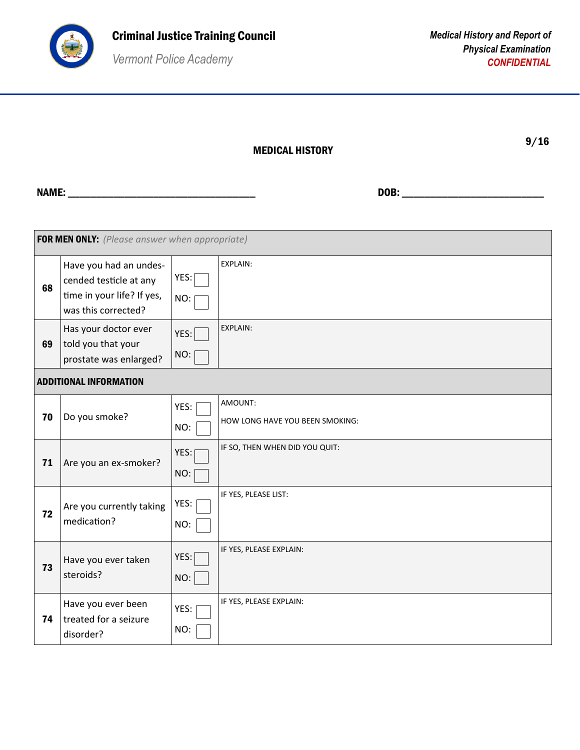**Criminal Justice Training Council**

*Vermont Police Academy*

*Medical History and Report of Physical Examination*
*CONFIDENTIAL*

9/16

## MEDICAL HISTORY

**NAME:** ______________________________ **DOB:** ________________________

| **FOR MEN ONLY:** *(Please answer when appropriate)* | | | |
|---|---|---|---|
| **68** | Have you had an undescended testicle at any time in your life? If yes, was this corrected? | YES: ☐ NO: ☐ | EXPLAIN: |
| **69** | Has your doctor ever told you that your prostate was enlarged? | YES: ☐ NO: ☐ | EXPLAIN: |
| **ADDITIONAL INFORMATION** | | | |
| **70** | Do you smoke? | YES: ☐ NO: ☐ | AMOUNT: HOW LONG HAVE YOU BEEN SMOKING: |
| **71** | Are you an ex-smoker? | YES: ☐ NO: ☐ | IF SO, THEN WHEN DID YOU QUIT: |
| **72** | Are you currently taking medication? | YES: ☐ NO: ☐ | IF YES, PLEASE LIST: |
| **73** | Have you ever taken steroids? | YES: ☐ NO: ☐ | IF YES, PLEASE EXPLAIN: |
| **74** | Have you ever been treated for a seizure disorder? | YES: ☐ NO: ☐ | IF YES, PLEASE EXPLAIN: |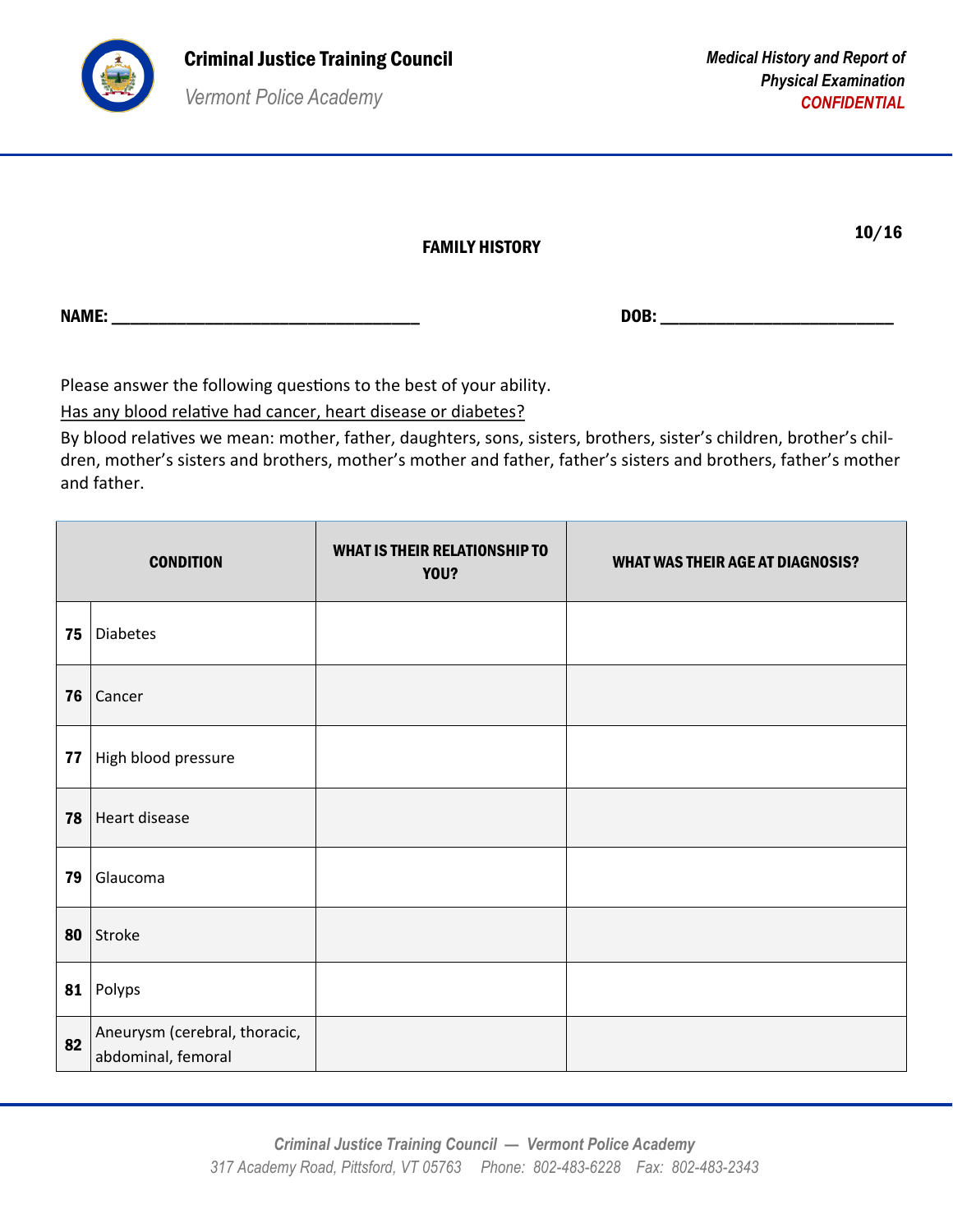# FAMILY HISTORY

10/16

**NAME:** ___________________________________ **DOB:** __________________________

Please answer the following questions to the best of your ability.

Has any blood relative had cancer, heart disease or diabetes?

By blood relatives we mean: mother, father, daughters, sons, sisters, brothers, sister's children, brother's children, mother's sisters and brothers, mother's mother and father, father's sisters and brothers, father's mother and father.

| | CONDITION | WHAT IS THEIR RELATIONSHIP TO YOU? | WHAT WAS THEIR AGE AT DIAGNOSIS? |
|---|---|---|---|
| **75** | Diabetes | | |
| **76** | Cancer | | |
| **77** | High blood pressure | | |
| **78** | Heart disease | | |
| **79** | Glaucoma | | |
| **80** | Stroke | | |
| **81** | Polyps | | |
| **82** | Aneurysm (cerebral, thoracic, abdominal, femoral | | |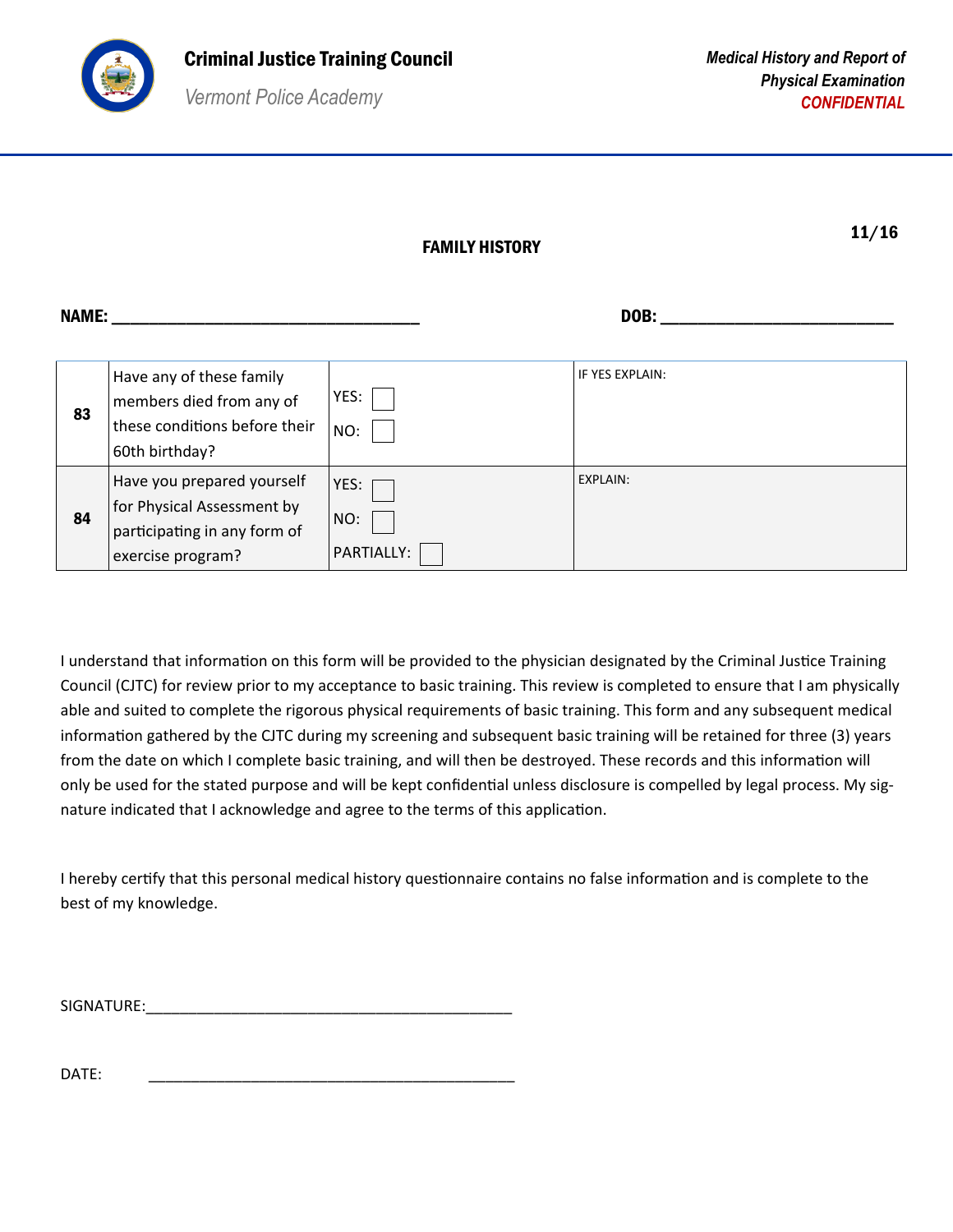**Criminal Justice Training Council**

*Vermont Police Academy*

*Medical History and Report of Physical Examination*
*CONFIDENTIAL*

11/16

## FAMILY HISTORY

**NAME:** ___________________________________ **DOB:** ___________________________

| | | | |
|---|---|---|---|
| **83** | Have any of these family members died from any of these conditions before their 60th birthday? | YES: ☐ NO: ☐ | IF YES EXPLAIN: |
| **84** | Have you prepared yourself for Physical Assessment by participating in any form of exercise program? | YES: ☐ NO: ☐ PARTIALLY: ☐ | EXPLAIN: |

I understand that information on this form will be provided to the physician designated by the Criminal Justice Training Council (CJTC) for review prior to my acceptance to basic training. This review is completed to ensure that I am physically able and suited to complete the rigorous physical requirements of basic training. This form and any subsequent medical information gathered by the CJTC during my screening and subsequent basic training will be retained for three (3) years from the date on which I complete basic training, and will then be destroyed. These records and this information will only be used for the stated purpose and will be kept confidential unless disclosure is compelled by legal process. My signature indicated that I acknowledge and agree to the terms of this application.

I hereby certify that this personal medical history questionnaire contains no false information and is complete to the best of my knowledge.

SIGNATURE:_____________________________________________

DATE: _____________________________________________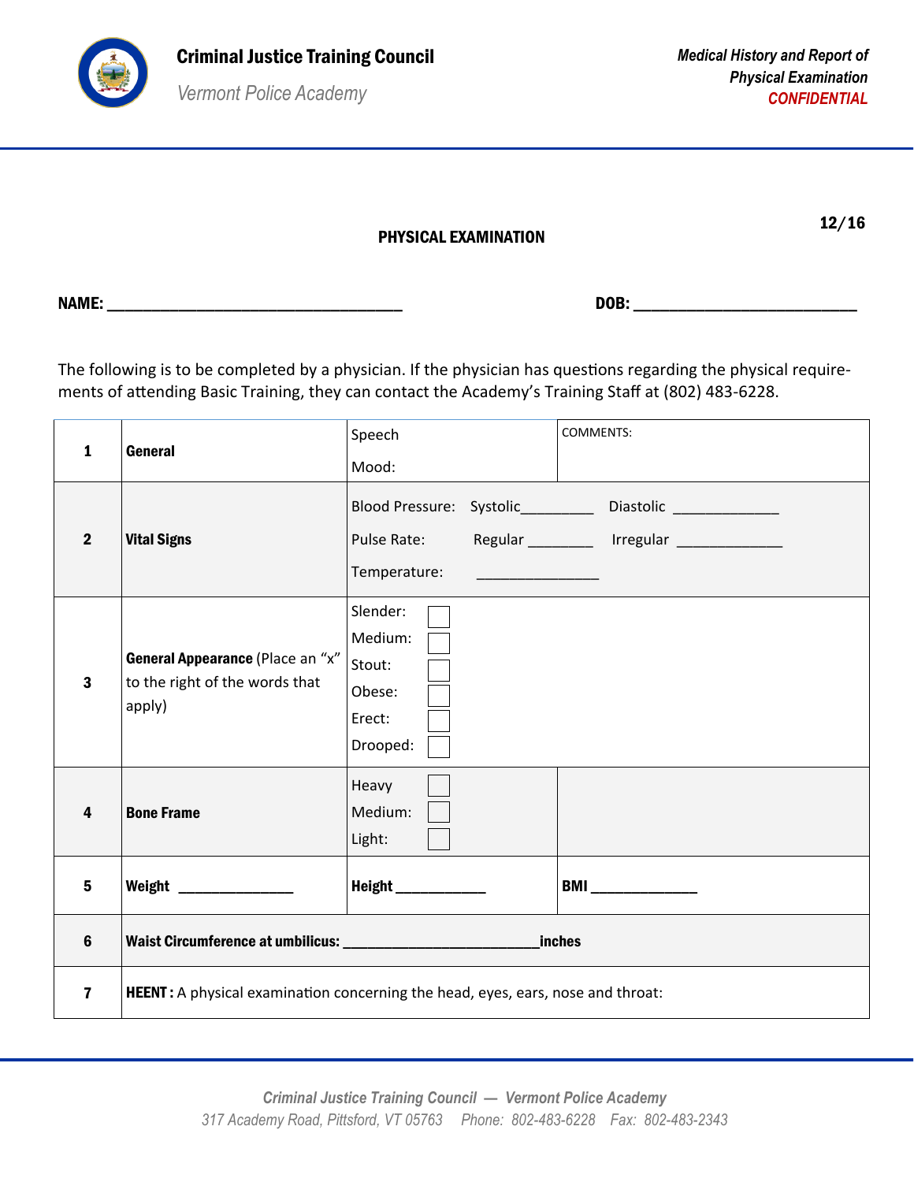**Criminal Justice Training Council**

*Vermont Police Academy*

*Medical History and Report of Physical Examination*
*CONFIDENTIAL*

12/16

## PHYSICAL EXAMINATION

**NAME:** ___________________________________ **DOB:** ___________________________

The following is to be completed by a physician. If the physician has questions regarding the physical requirements of attending Basic Training, they can contact the Academy's Training Staff at (802) 483-6228.

| | | | |
|---|---|---|---|
| **1** | **General** | Speech<br>Mood: | COMMENTS: |
| **2** | **Vital Signs** | Blood Pressure: Systolic_________ Diastolic _____________<br>Pulse Rate: Regular ________ Irregular _____________<br>Temperature: _______________ | |
| **3** | **General Appearance** (Place an "x" to the right of the words that apply) | Slender: ☐<br>Medium: ☐<br>Stout: ☐<br>Obese: ☐<br>Erect: ☐<br>Drooped: ☐ | |
| **4** | **Bone Frame** | Heavy ☐<br>Medium: ☐<br>Light: ☐ | |
| **5** | **Weight** _______________ | **Height** ____________ | **BMI** ______________ |
| **6** | **Waist Circumference at umbilicus:** _________________________**inches** | | |
| **7** | **HEENT :** A physical examination concerning the head, eyes, ears, nose and throat: | | |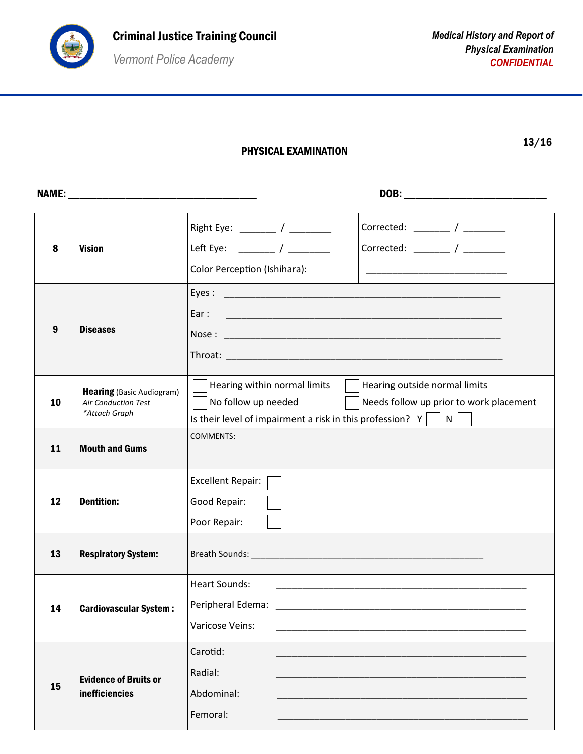**Criminal Justice Training Council**

*Vermont Police Academy*

***Medical History and Report of Physical Examination***
***CONFIDENTIAL***

## PHYSICAL EXAMINATION

**13/16**

**NAME:** ___________________________________ **DOB:** ___________________________

| | | | |
|---|---|---|---|
| **8** | **Vision** | Right Eye: _______ / ________<br>Left Eye: _______ / ________<br>Color Perception (Ishihara): | Corrected: _______ / ________<br>Corrected: _______ / ________<br>___________________________ |
| **9** | **Diseases** | Eyes : ______________________________________________________<br>Ear : ______________________________________________________<br>Nose : ______________________________________________________<br>Throat: ______________________________________________________ | |
| **10** | **Hearing** (Basic Audiogram)<br>*Air Conduction Test*<br>*\*Attach Graph* | ☐ Hearing within normal limits ☐ Hearing outside normal limits<br>☐ No follow up needed ☐ Needs follow up prior to work placement<br>Is their level of impairment a risk in this profession? Y ☐ N ☐ | |
| **11** | **Mouth and Gums** | COMMENTS: | |
| **12** | **Dentition:** | Excellent Repair: ☐<br>Good Repair: ☐<br>Poor Repair: ☐ | |
| **13** | **Respiratory System:** | Breath Sounds: ______________________________________________ | |
| **14** | **Cardiovascular System :** | Heart Sounds: ______________________________________________<br>Peripheral Edema: ______________________________________________<br>Varicose Veins: ______________________________________________ | |
| **15** | **Evidence of Bruits or inefficiencies** | Carotid: ______________________________________________<br>Radial: ______________________________________________<br>Abdominal: ______________________________________________<br>Femoral: ______________________________________________ | |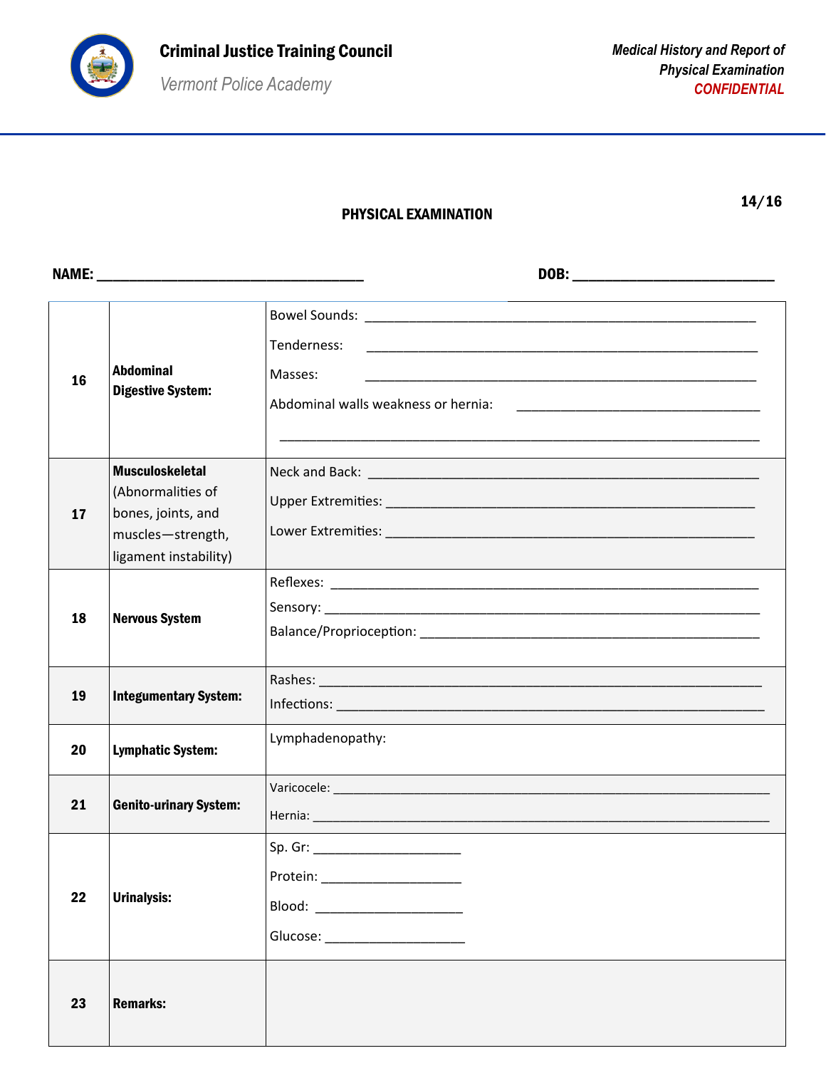## PHYSICAL EXAMINATION

**NAME:** ___________________________________ **DOB:** __________________________

| | | |
|---|---|---|
| **16** | **Abdominal Digestive System:** | Bowel Sounds: ____________________<br>Tenderness: ____________________<br>Masses: ____________________<br>Abdominal walls weakness or hernia: ____________________<br>____________________ |
| **17** | **Musculoskeletal** (Abnormalities of bones, joints, and muscles—strength, ligament instability) | Neck and Back: ____________________<br>Upper Extremities: ____________________<br>Lower Extremities: ____________________ |
| **18** | **Nervous System** | Reflexes: ____________________<br>Sensory: ____________________<br>Balance/Proprioception: ____________________ |
| **19** | **Integumentary System:** | Rashes: ____________________<br>Infections: ____________________ |
| **20** | **Lymphatic System:** | Lymphadenopathy: |
| **21** | **Genito-urinary System:** | Varicocele: ____________________<br>Hernia: ____________________ |
| **22** | **Urinalysis:** | Sp. Gr: ____________________<br>Protein: ____________________<br>Blood: ____________________<br>Glucose: ____________________ |
| **23** | **Remarks:** | |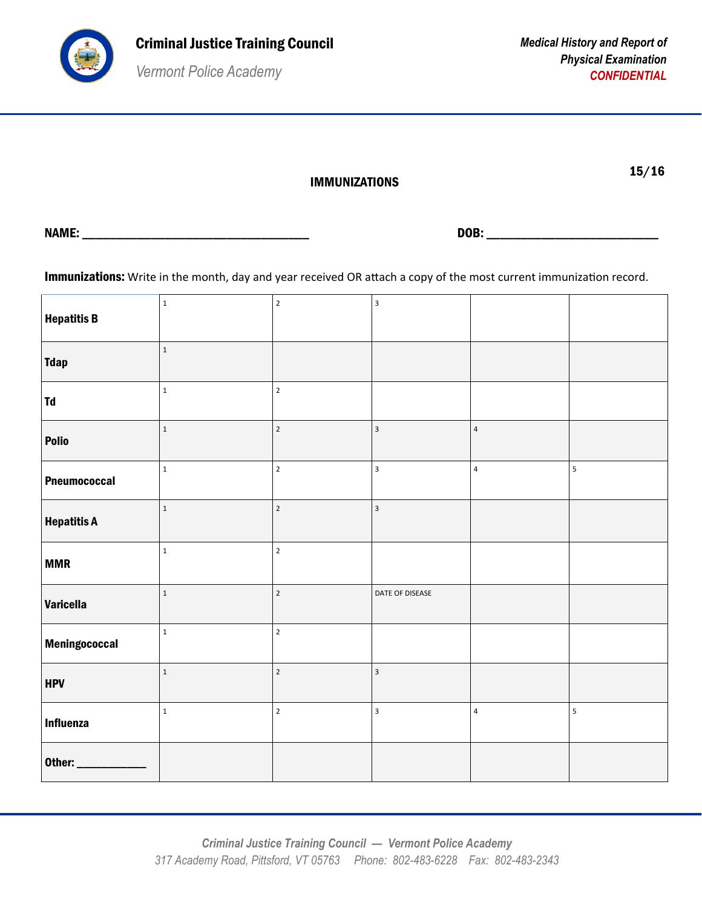## IMMUNIZATIONS

**NAME:** ______________________________ **DOB:** ______________________

**Immunizations:** Write in the month, day and year received OR attach a copy of the most current immunization record.

| | | | | | |
|---|---|---|---|---|---|
| **Hepatitis B** | 1 | 2 | 3 | | |
| **Tdap** | 1 | | | | |
| **Td** | 1 | 2 | | | |
| **Polio** | 1 | 2 | 3 | 4 | |
| **Pneumococcal** | 1 | 2 | 3 | 4 | 5 |
| **Hepatitis A** | 1 | 2 | 3 | | |
| **MMR** | 1 | 2 | | | |
| **Varicella** | 1 | 2 | DATE OF DISEASE | | |
| **Meningococcal** | 1 | 2 | | | |
| **HPV** | 1 | 2 | 3 | | |
| **Influenza** | 1 | 2 | 3 | 4 | 5 |
| **Other:** __________ | | | | | |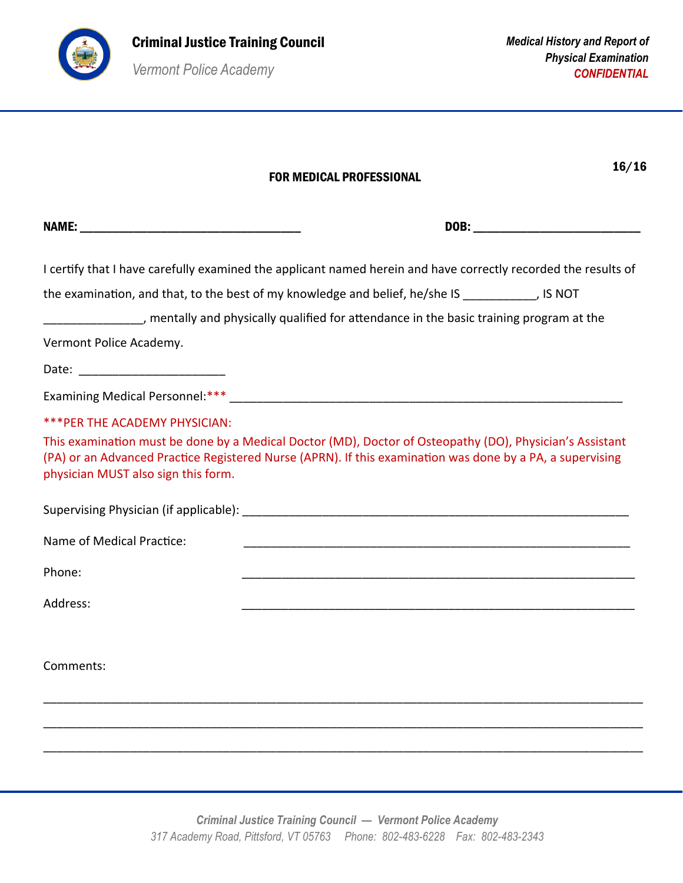**FOR MEDICAL PROFESSIONAL**

**NAME:** ___________________________________ **DOB:** ___________________________

I certify that I have carefully examined the applicant named herein and have correctly recorded the results of the examination, and that, to the best of my knowledge and belief, he/she IS ___________, IS NOT _______________, mentally and physically qualified for attendance in the basic training program at the Vermont Police Academy.

Date: ______________________

Examining Medical Personnel:*** ____________________________________________________________

***PER THE ACADEMY PHYSICIAN:

This examination must be done by a Medical Doctor (MD), Doctor of Osteopathy (DO), Physician's Assistant (PA) or an Advanced Practice Registered Nurse (APRN). If this examination was done by a PA, a supervising physician MUST also sign this form.

Supervising Physician (if applicable): ____________________________________________________________

Name of Medical Practice: ____________________________________________________________

Phone: ____________________________________________________________

Address: ____________________________________________________________

Comments:

_____________________________________________________________________________________

_____________________________________________________________________________________

_____________________________________________________________________________________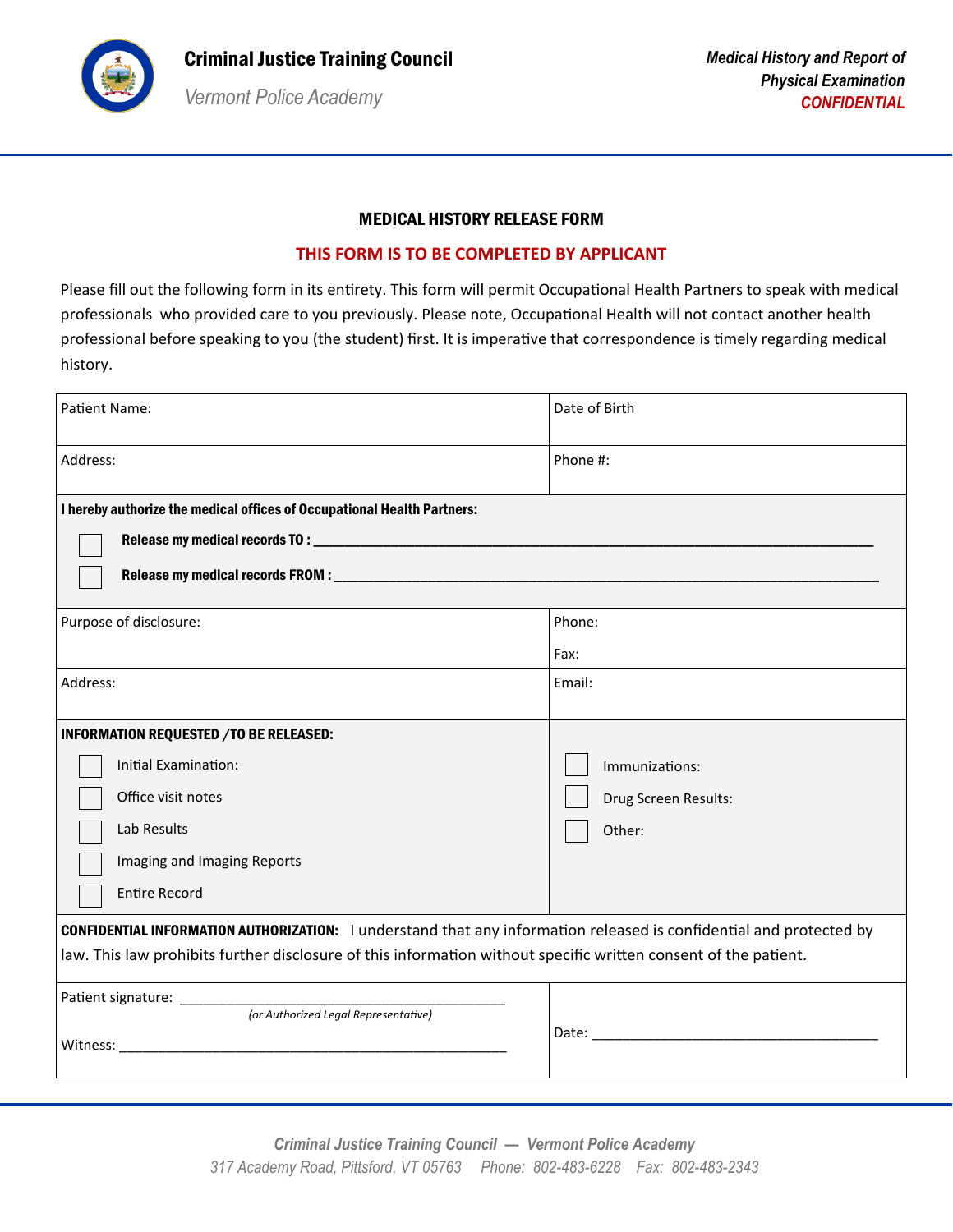**Criminal Justice Training Council**

*Vermont Police Academy*

***Medical History and Report of Physical Examination***
***CONFIDENTIAL***

## MEDICAL HISTORY RELEASE FORM

**THIS FORM IS TO BE COMPLETED BY APPLICANT**

Please fill out the following form in its entirety. This form will permit Occupational Health Partners to speak with medical professionals who provided care to you previously. Please note, Occupational Health will not contact another health professional before speaking to you (the student) first. It is imperative that correspondence is timely regarding medical history.

| | |
|---|---|
| Patient Name: | Date of Birth |
| Address: | Phone #: |

**I hereby authorize the medical offices of Occupational Health Partners:**

- ☐ **Release my medical records TO :** ______________________________
- ☐ **Release my medical records FROM :** ______________________________

| | |
|---|---|
| Purpose of disclosure: | Phone:<br>Fax: |
| Address: | Email: |

**INFORMATION REQUESTED /TO BE RELEASED:**

- ☐ Initial Examination:
- ☐ Office visit notes
- ☐ Lab Results
- ☐ Imaging and Imaging Reports
- ☐ Entire Record
- ☐ Immunizations:
- ☐ Drug Screen Results:
- ☐ Other:

**CONFIDENTIAL INFORMATION AUTHORIZATION:** I understand that any information released is confidential and protected by law. This law prohibits further disclosure of this information without specific written consent of the patient.

Patient signature: ______________________________
*(or Authorized Legal Representative)*

Witness: ______________________________

Date: ______________________________

***Criminal Justice Training Council — Vermont Police Academy***
*317 Academy Road, Pittsford, VT 05763 Phone: 802-483-6228 Fax: 802-483-2343*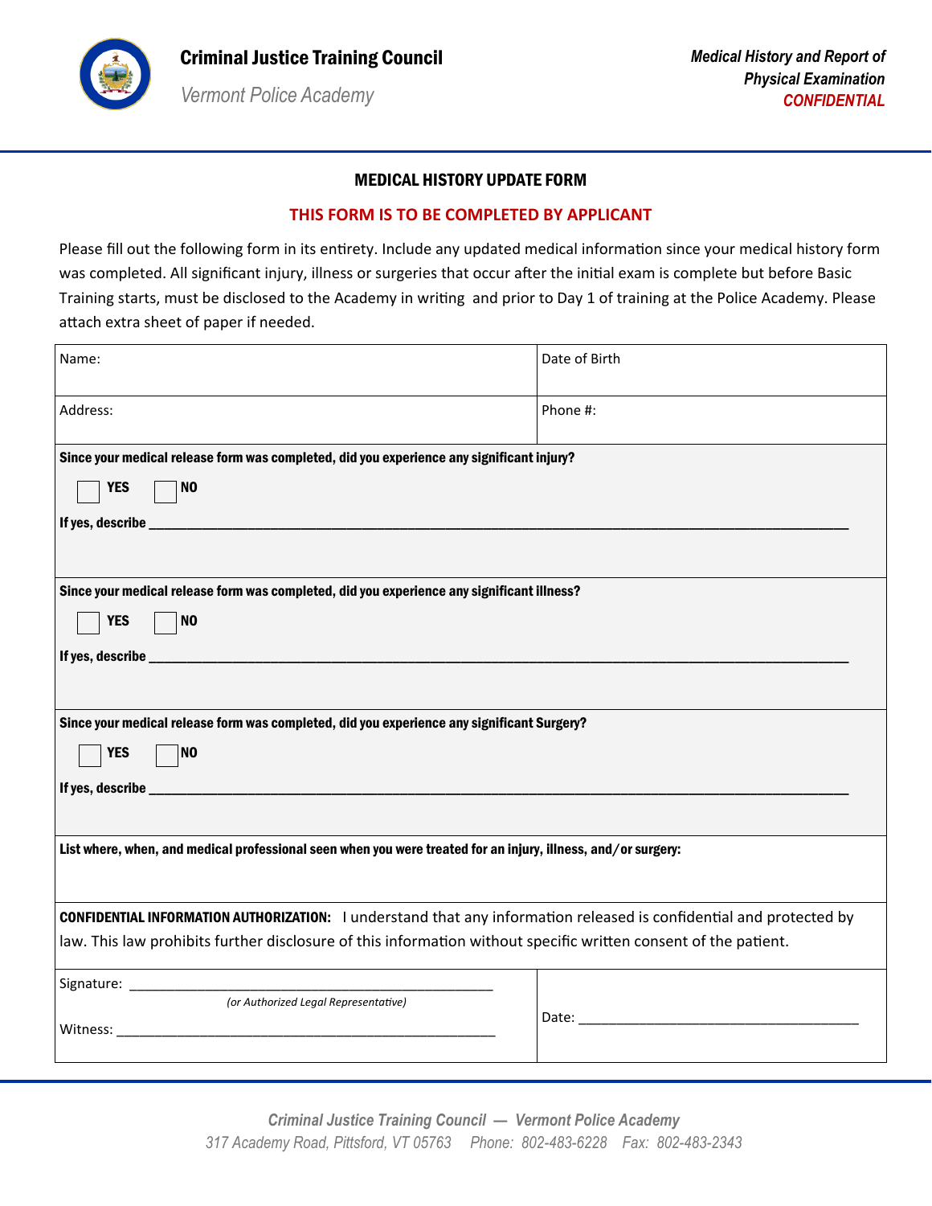Criminal Justice Training Council

*Vermont Police Academy*

***Medical History and Report of Physical Examination***
***CONFIDENTIAL***

## MEDICAL HISTORY UPDATE FORM

**THIS FORM IS TO BE COMPLETED BY APPLICANT**

Please fill out the following form in its entirety. Include any updated medical information since your medical history form was completed. All significant injury, illness or surgeries that occur after the initial exam is complete but before Basic Training starts, must be disclosed to the Academy in writing and prior to Day 1 of training at the Police Academy. Please attach extra sheet of paper if needed.

| | |
|---|---|
| Name: | Date of Birth |
| Address: | Phone #: |

**Since your medical release form was completed, did you experience any significant injury?**

☐ **YES** ☐ **NO**

**If yes, describe** ______________________________________________

**Since your medical release form was completed, did you experience any significant illness?**

☐ **YES** ☐ **NO**

**If yes, describe** ______________________________________________

**Since your medical release form was completed, did you experience any significant Surgery?**

☐ **YES** ☐ **NO**

**If yes, describe** ______________________________________________

**List where, when, and medical professional seen when you were treated for an injury, illness, and/or surgery:**

**CONFIDENTIAL INFORMATION AUTHORIZATION:** I understand that any information released is confidential and protected by law. This law prohibits further disclosure of this information without specific written consent of the patient.

Signature: ______________________________________________
*(or Authorized Legal Representative)*

Witness: ______________________________________________

Date: ______________________________________

***Criminal Justice Training Council — Vermont Police Academy***
*317 Academy Road, Pittsford, VT 05763 Phone: 802-483-6228 Fax: 802-483-2343*